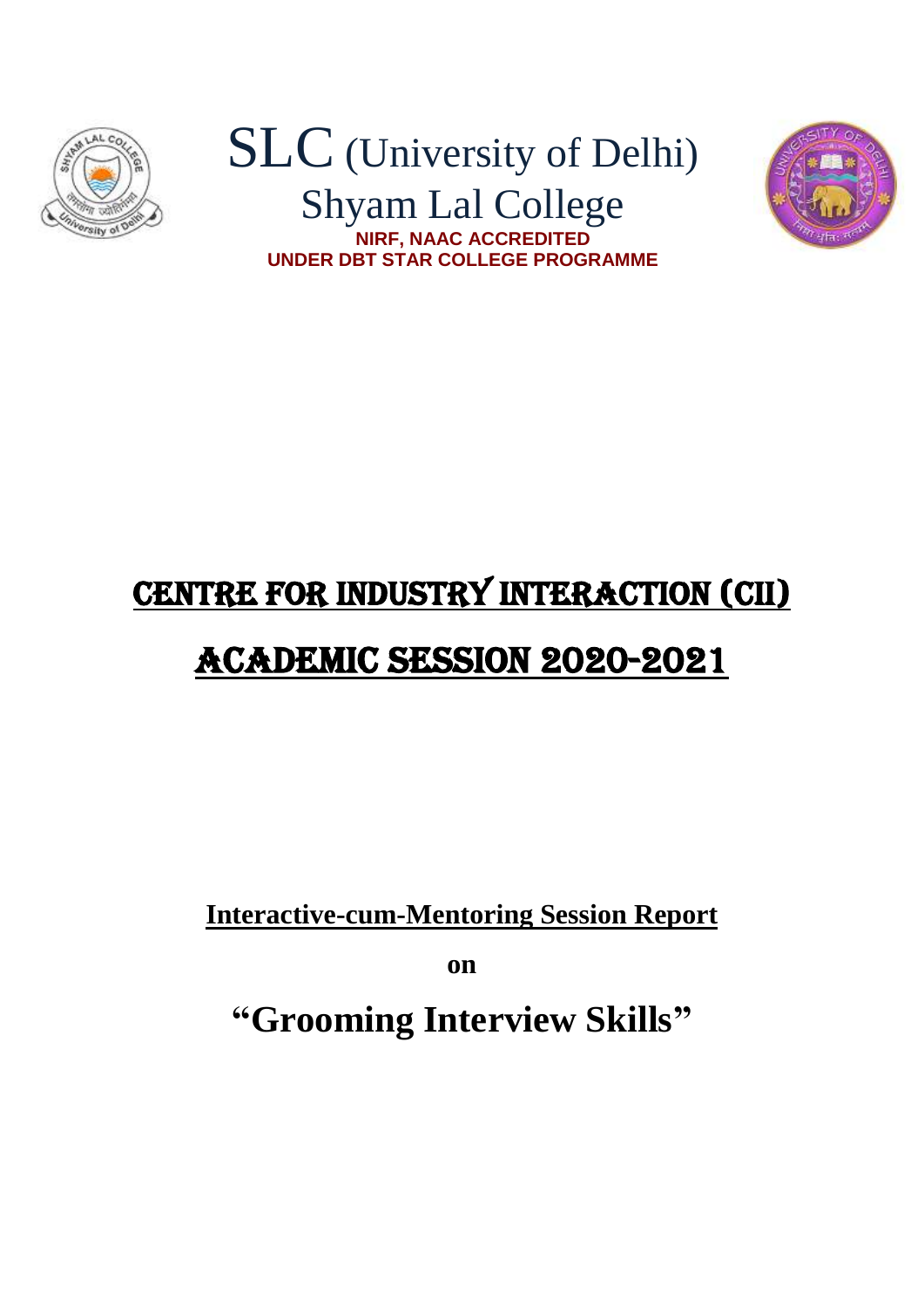# SLC (University of Delhi)

## Shyam Lal College

**NIRF, NAAC ACCREDITED**

**UNDER DBT STAR COLLEGE PROGRAMME**

# CENTRE FOR INDUSTRY INTERACTION (CII)

# ACADEMIC SESSION 2020-2021

**Interactive-cum-Mentoring Session Report**

**on**

# "Grooming Interview Skills"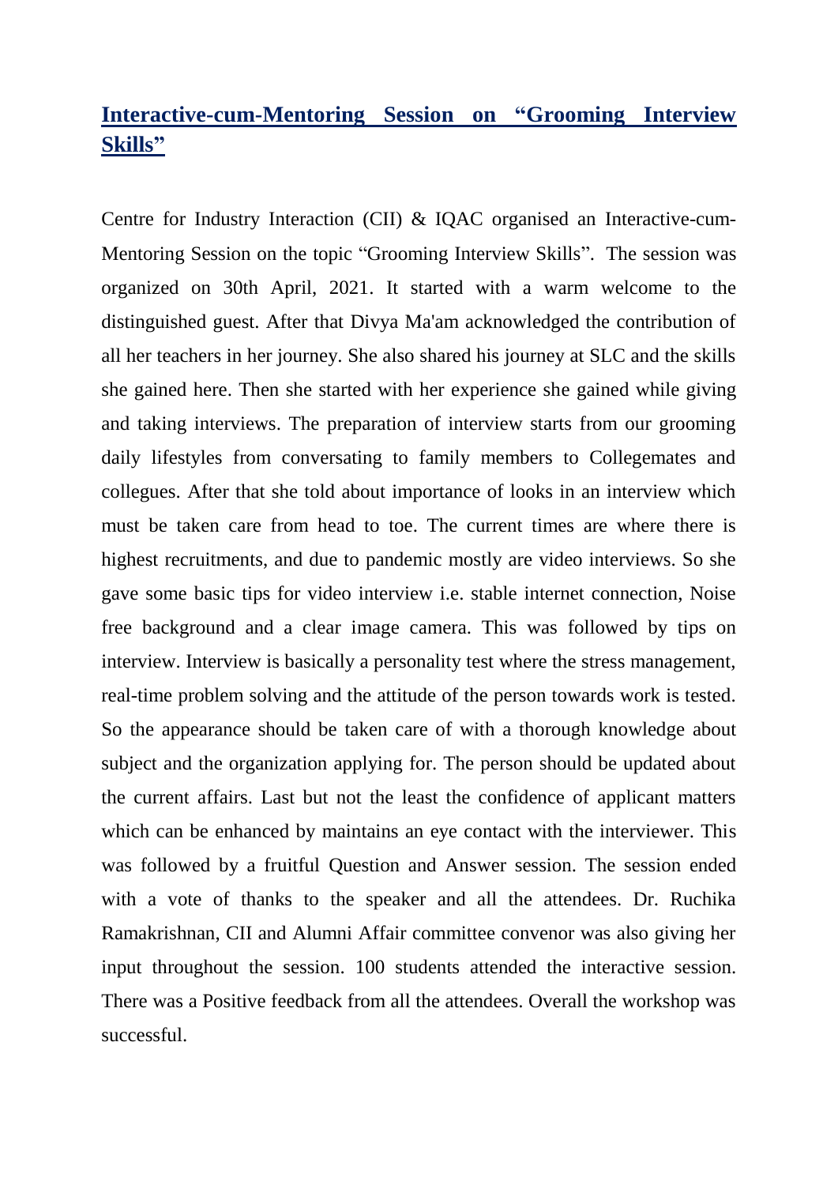## **Interactive-cum-Mentoring Session on "Grooming Interview Skills"**

Centre for Industry Interaction (CII) & IQAC organised an Interactive-cum-Mentoring Session on the topic "Grooming Interview Skills". The session was organized on 30th April, 2021. It started with a warm welcome to the distinguished guest. After that Divya Ma'am acknowledged the contribution of all her teachers in her journey. She also shared his journey at SLC and the skills she gained here. Then she started with her experience she gained while giving and taking interviews. The preparation of interview starts from our grooming daily lifestyles from conversating to family members to Collegemates and collegues. After that she told about importance of looks in an interview which must be taken care from head to toe. The current times are where there is highest recruitments, and due to pandemic mostly are video interviews. So she gave some basic tips for video interview i.e. stable internet connection, Noise free background and a clear image camera. This was followed by tips on interview. Interview is basically a personality test where the stress management, real-time problem solving and the attitude of the person towards work is tested. So the appearance should be taken care of with a thorough knowledge about subject and the organization applying for. The person should be updated about the current affairs. Last but not the least the confidence of applicant matters which can be enhanced by maintains an eye contact with the interviewer. This was followed by a fruitful Question and Answer session. The session ended with a vote of thanks to the speaker and all the attendees. Dr. Ruchika Ramakrishnan, CII and Alumni Affair committee convenor was also giving her input throughout the session. 100 students attended the interactive session. There was a Positive feedback from all the attendees. Overall the workshop was successful.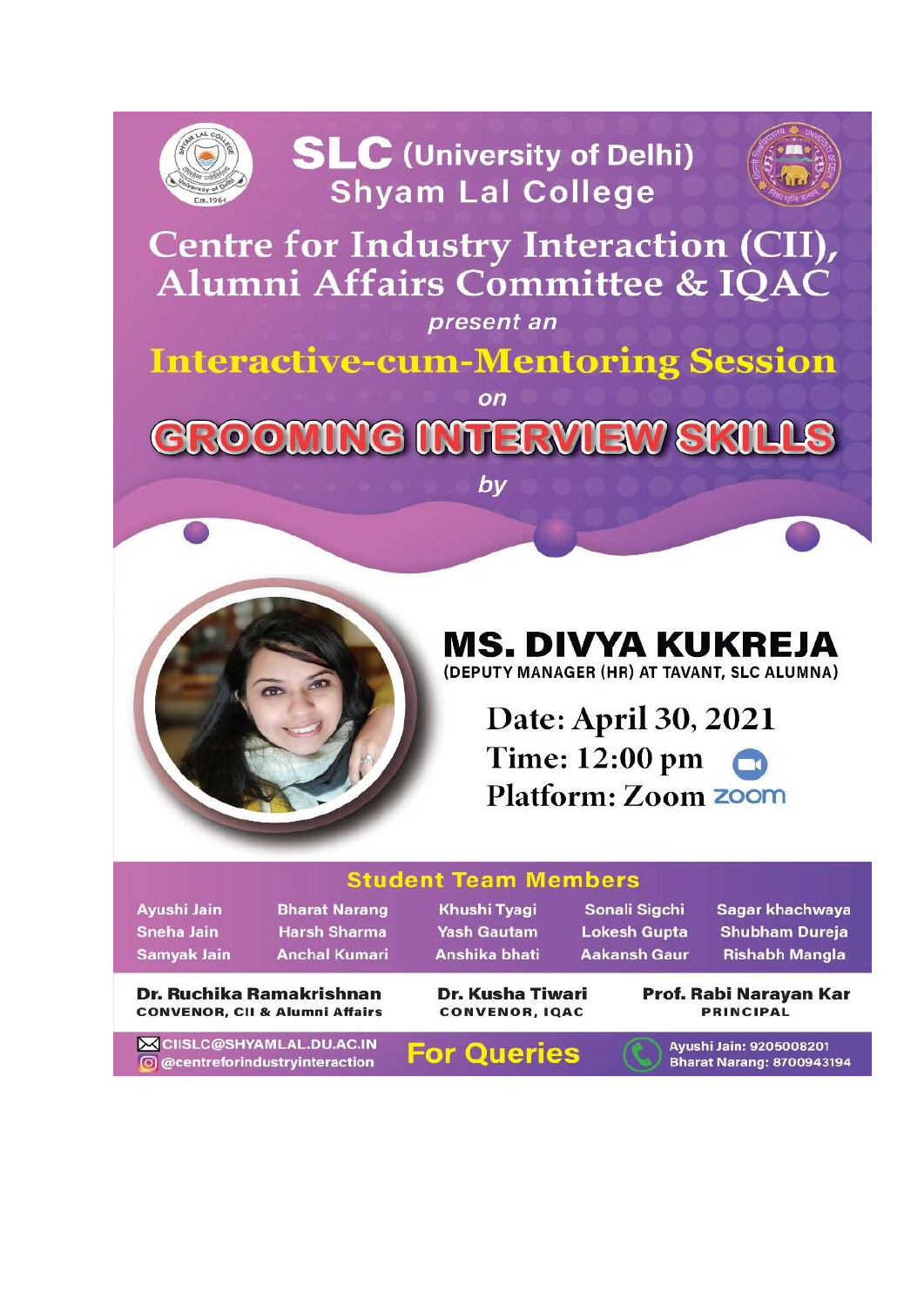# SLC (University of Delhi)
## Shyam Lal College

## Centre for Industry Interaction (CII), Alumni Affairs Committee & IQAC

*present an*

## Interactive-cum-Mentoring Session

on

# GROOMING INTERVIEW SKILLS

by

## MS. DIVYA KUKREJA
(DEPUTY MANAGER (HR) AT TAVANT, SLC ALUMNA)

Date: April 30, 2021
Time: 12:00 pm
Platform: Zoom

### Student Team Members

| | | | | |
|---|---|---|---|---|
| Ayushi Jain | Bharat Narang | Khushi Tyagi | Sonali Sigchi | Sagar khachwaya |
| Sneha Jain | Harsh Sharma | Yash Gautam | Lokesh Gupta | Shubham Dureja |
| Samyak Jain | Anchal Kumari | Anshika bhati | Aakansh Gaur | Rishabh Mangla |

**Dr. Ruchika Ramakrishnan**
CONVENOR, CII & Alumni Affairs

**Dr. Kusha Tiwari**
CONVENOR, IQAC

**Prof. Rabi Narayan Kar**
PRINCIPAL

CIISLC@SHYAMLAL.DU.AC.IN
@centreforindustryinteraction

**For Queries**

Ayushi Jain: 9205008201
Bharat Narang: 8700943194